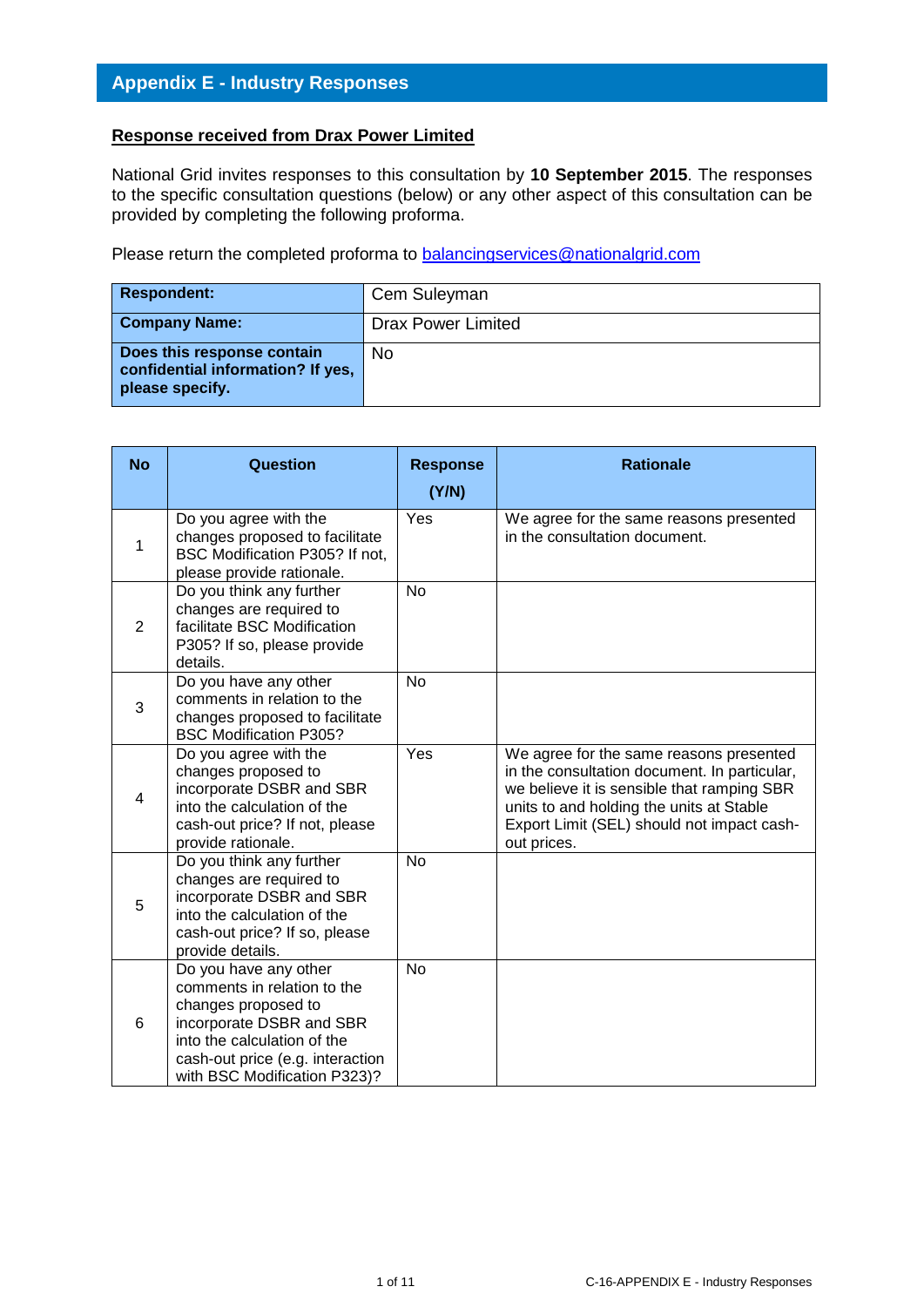## Appendix E - Industry Responses

**Response received from Drax Power Limited**

National Grid invites responses to this consultation by **10 September 2015**. The responses to the specific consultation questions (below) or any other aspect of this consultation can be provided by completing the following proforma.

Please return the completed proforma to balancingservices@nationalgrid.com

| **Respondent:** | Cem Suleyman |
|---|---|
| **Company Name:** | Drax Power Limited |
| **Does this response contain confidential information? If yes, please specify.** | No |

| No | Question | Response (Y/N) | Rationale |
|---|---|---|---|
| 1 | Do you agree with the changes proposed to facilitate BSC Modification P305? If not, please provide rationale. | Yes | We agree for the same reasons presented in the consultation document. |
| 2 | Do you think any further changes are required to facilitate BSC Modification P305? If so, please provide details. | No | |
| 3 | Do you have any other comments in relation to the changes proposed to facilitate BSC Modification P305? | No | |
| 4 | Do you agree with the changes proposed to incorporate DSBR and SBR into the calculation of the cash-out price? If not, please provide rationale. | Yes | We agree for the same reasons presented in the consultation document. In particular, we believe it is sensible that ramping SBR units to and holding the units at Stable Export Limit (SEL) should not impact cash-out prices. |
| 5 | Do you think any further changes are required to incorporate DSBR and SBR into the calculation of the cash-out price? If so, please provide details. | No | |
| 6 | Do you have any other comments in relation to the changes proposed to incorporate DSBR and SBR into the calculation of the cash-out price (e.g. interaction with BSC Modification P323)? | No | |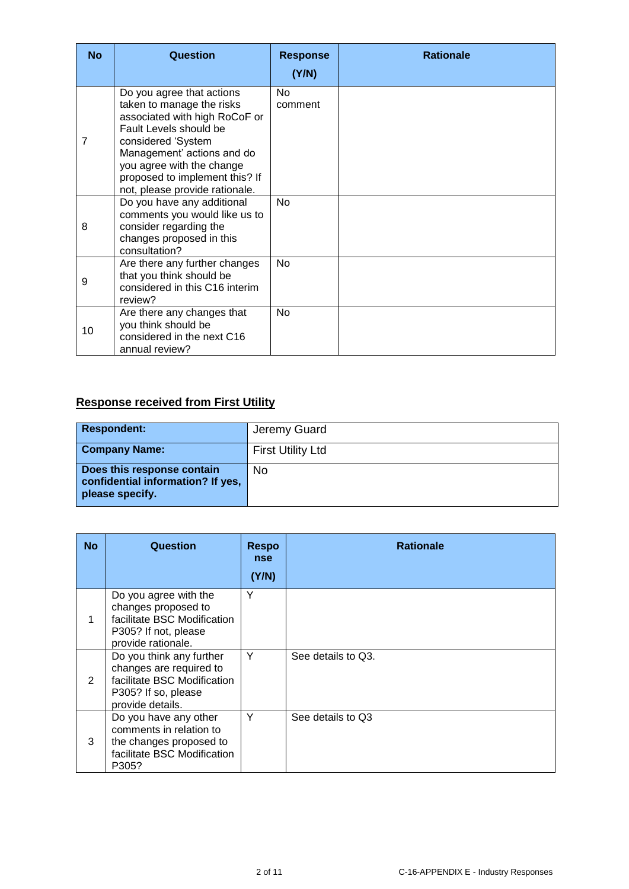| No | Question | Response (Y/N) | Rationale |
| --- | --- | --- | --- |
| 7 | Do you agree that actions taken to manage the risks associated with high RoCoF or Fault Levels should be considered 'System Management' actions and do you agree with the change proposed to implement this? If not, please provide rationale. | No comment | |
| 8 | Do you have any additional comments you would like us to consider regarding the changes proposed in this consultation? | No | |
| 9 | Are there any further changes that you think should be considered in this C16 interim review? | No | |
| 10 | Are there any changes that you think should be considered in the next C16 annual review? | No | |

## Response received from First Utility

| Respondent: | Jeremy Guard |
| --- | --- |
| **Company Name:** | First Utility Ltd |
| **Does this response contain confidential information? If yes, please specify.** | No |

| No | Question | Response (Y/N) | Rationale |
| --- | --- | --- | --- |
| 1 | Do you agree with the changes proposed to facilitate BSC Modification P305? If not, please provide rationale. | Y | |
| 2 | Do you think any further changes are required to facilitate BSC Modification P305? If so, please provide details. | Y | See details to Q3. |
| 3 | Do you have any other comments in relation to the changes proposed to facilitate BSC Modification P305? | Y | See details to Q3 |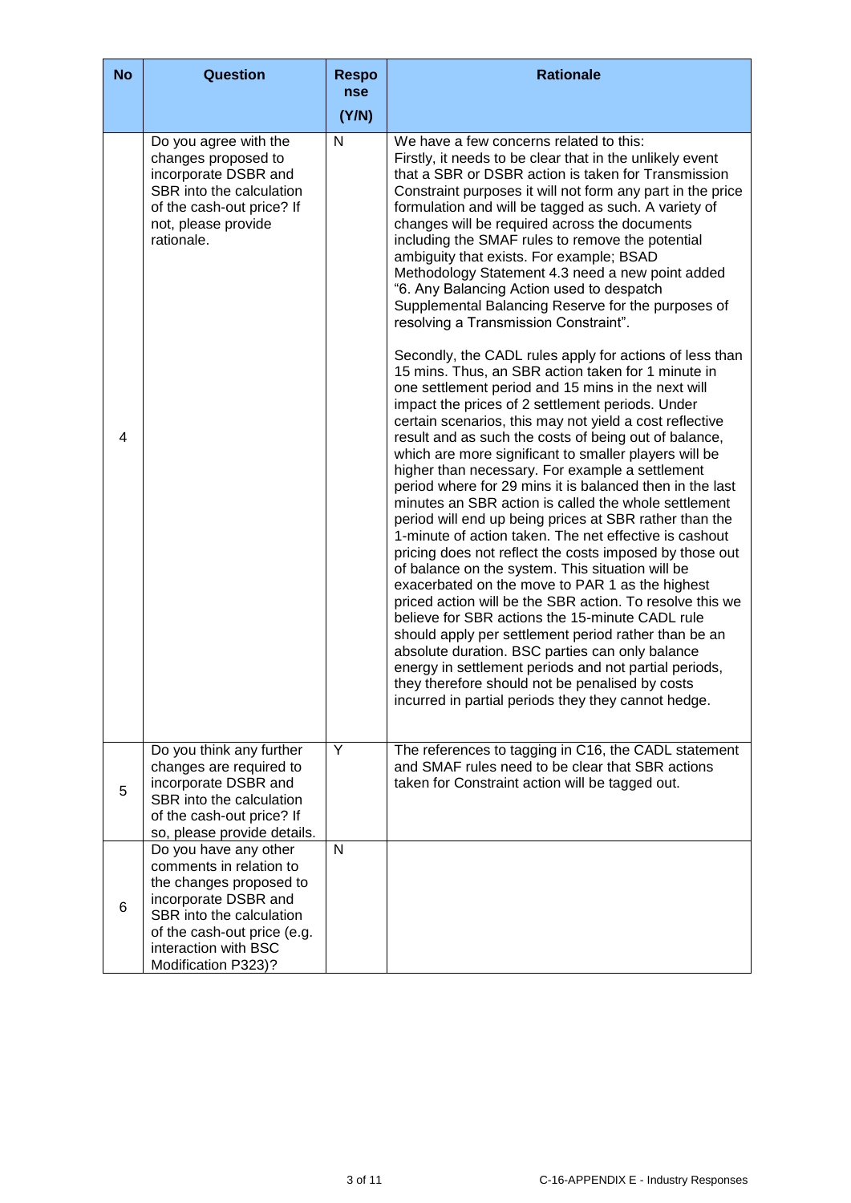| No | Question | Response (Y/N) | Rationale |
|---|---|---|---|
| 4 | Do you agree with the changes proposed to incorporate DSBR and SBR into the calculation of the cash-out price? If not, please provide rationale. | N | We have a few concerns related to this:<br>Firstly, it needs to be clear that in the unlikely event that a SBR or DSBR action is taken for Transmission Constraint purposes it will not form any part in the price formulation and will be tagged as such. A variety of changes will be required across the documents including the SMAF rules to remove the potential ambiguity that exists. For example; BSAD Methodology Statement 4.3 need a new point added "6. Any Balancing Action used to despatch Supplemental Balancing Reserve for the purposes of resolving a Transmission Constraint".<br><br>Secondly, the CADL rules apply for actions of less than 15 mins. Thus, an SBR action taken for 1 minute in one settlement period and 15 mins in the next will impact the prices of 2 settlement periods. Under certain scenarios, this may not yield a cost reflective result and as such the costs of being out of balance, which are more significant to smaller players will be higher than necessary. For example a settlement period where for 29 mins it is balanced then in the last minutes an SBR action is called the whole settlement period will end up being prices at SBR rather than the 1-minute of action taken. The net effective is cashout pricing does not reflect the costs imposed by those out of balance on the system. This situation will be exacerbated on the move to PAR 1 as the highest priced action will be the SBR action. To resolve this we believe for SBR actions the 15-minute CADL rule should apply per settlement period rather than be an absolute duration. BSC parties can only balance energy in settlement periods and not partial periods, they therefore should not be penalised by costs incurred in partial periods they they cannot hedge. |
| 5 | Do you think any further changes are required to incorporate DSBR and SBR into the calculation of the cash-out price? If so, please provide details. | Y | The references to tagging in C16, the CADL statement and SMAF rules need to be clear that SBR actions taken for Constraint action will be tagged out. |
| 6 | Do you have any other comments in relation to the changes proposed to incorporate DSBR and SBR into the calculation of the cash-out price (e.g. interaction with BSC Modification P323)? | N | |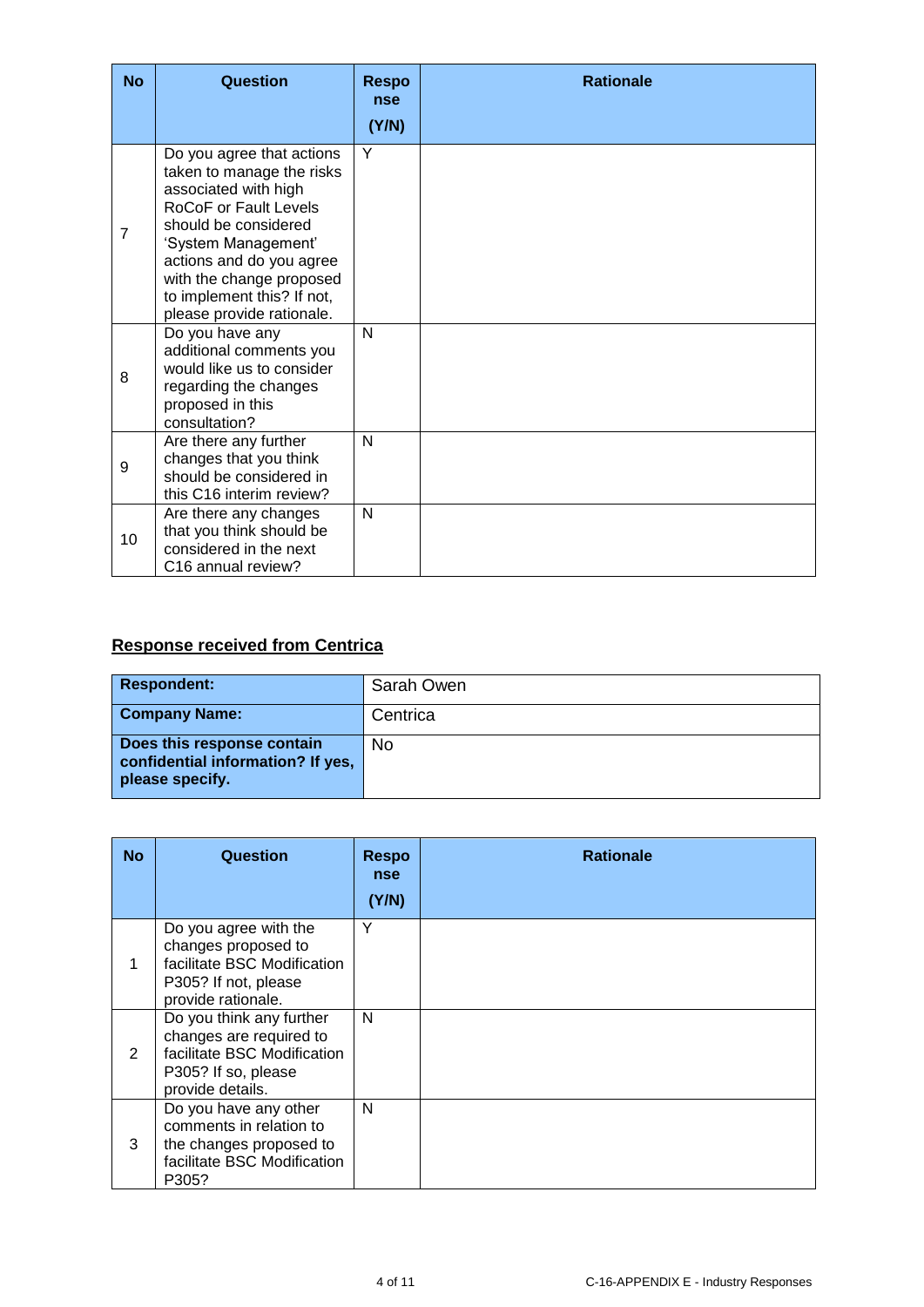| No | Question | Response (Y/N) | Rationale |
|---|---|---|---|
| 7 | Do you agree that actions taken to manage the risks associated with high RoCoF or Fault Levels should be considered 'System Management' actions and do you agree with the change proposed to implement this? If not, please provide rationale. | Y | |
| 8 | Do you have any additional comments you would like us to consider regarding the changes proposed in this consultation? | N | |
| 9 | Are there any further changes that you think should be considered in this C16 interim review? | N | |
| 10 | Are there any changes that you think should be considered in the next C16 annual review? | N | |

## Response received from Centrica

| Respondent: | Sarah Owen |
|---|---|
| **Company Name:** | Centrica |
| **Does this response contain confidential information? If yes, please specify.** | No |

| No | Question | Response (Y/N) | Rationale |
|---|---|---|---|
| 1 | Do you agree with the changes proposed to facilitate BSC Modification P305? If not, please provide rationale. | Y | |
| 2 | Do you think any further changes are required to facilitate BSC Modification P305? If so, please provide details. | N | |
| 3 | Do you have any other comments in relation to the changes proposed to facilitate BSC Modification P305? | N | |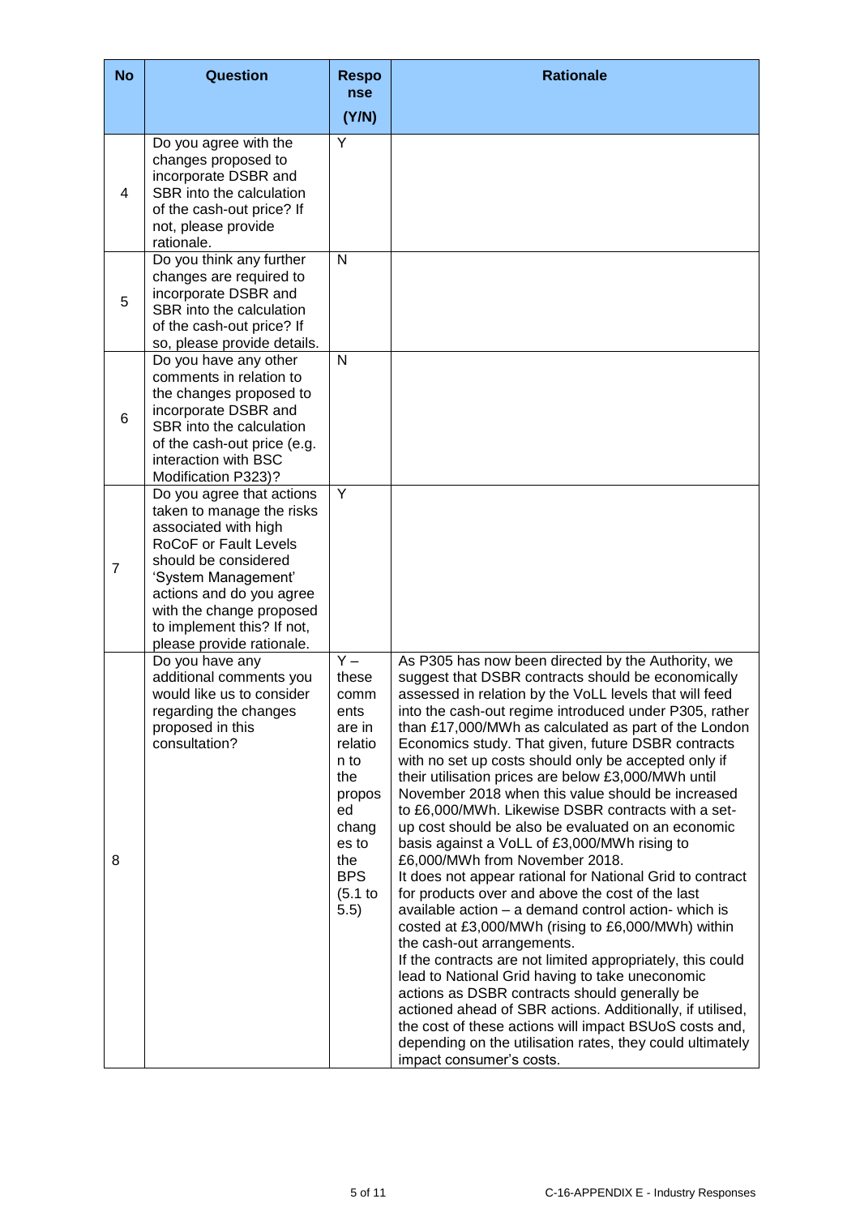| No | Question | Response (Y/N) | Rationale |
|---|---|---|---|
| 4 | Do you agree with the changes proposed to incorporate DSBR and SBR into the calculation of the cash-out price? If not, please provide rationale. | Y | |
| 5 | Do you think any further changes are required to incorporate DSBR and SBR into the calculation of the cash-out price? If so, please provide details. | N | |
| 6 | Do you have any other comments in relation to the changes proposed to incorporate DSBR and SBR into the calculation of the cash-out price (e.g. interaction with BSC Modification P323)? | N | |
| 7 | Do you agree that actions taken to manage the risks associated with high RoCoF or Fault Levels should be considered 'System Management' actions and do you agree with the change proposed to implement this? If not, please provide rationale. | Y | |
| 8 | Do you have any additional comments you would like us to consider regarding the changes proposed in this consultation? | Y – these comments are in relation to the proposed changes to the BPS (5.1 to 5.5) | As P305 has now been directed by the Authority, we suggest that DSBR contracts should be economically assessed in relation by the VoLL levels that will feed into the cash-out regime introduced under P305, rather than £17,000/MWh as calculated as part of the London Economics study. That given, future DSBR contracts with no set up costs should only be accepted only if their utilisation prices are below £3,000/MWh until November 2018 when this value should be increased to £6,000/MWh. Likewise DSBR contracts with a set-up cost should be also be evaluated on an economic basis against a VoLL of £3,000/MWh rising to £6,000/MWh from November 2018.<br>It does not appear rational for National Grid to contract for products over and above the cost of the last available action – a demand control action- which is costed at £3,000/MWh (rising to £6,000/MWh) within the cash-out arrangements.<br>If the contracts are not limited appropriately, this could lead to National Grid having to take uneconomic actions as DSBR contracts should generally be actioned ahead of SBR actions. Additionally, if utilised, the cost of these actions will impact BSUoS costs and, depending on the utilisation rates, they could ultimately impact consumer's costs. |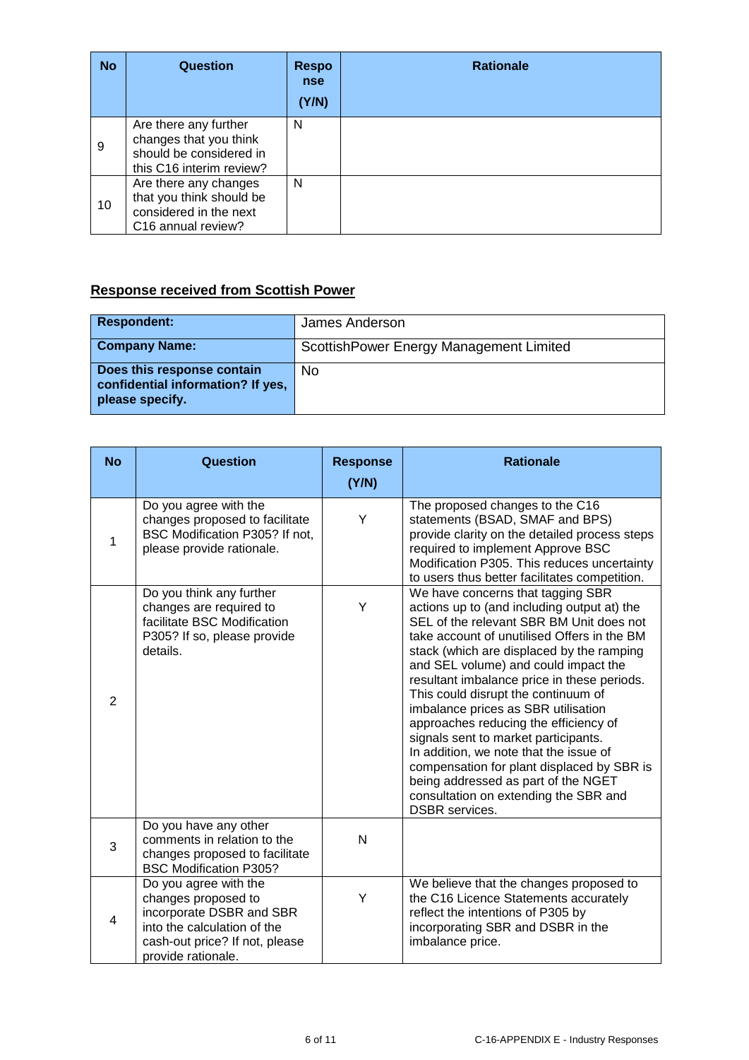| No | Question | Response (Y/N) | Rationale |
|---|---|---|---|
| 9 | Are there any further changes that you think should be considered in this C16 interim review? | N | |
| 10 | Are there any changes that you think should be considered in the next C16 annual review? | N | |

## Response received from Scottish Power

| | |
|---|---|
| **Respondent:** | James Anderson |
| **Company Name:** | ScottishPower Energy Management Limited |
| **Does this response contain confidential information? If yes, please specify.** | No |

| No | Question | Response (Y/N) | Rationale |
|---|---|---|---|
| 1 | Do you agree with the changes proposed to facilitate BSC Modification P305? If not, please provide rationale. | Y | The proposed changes to the C16 statements (BSAD, SMAF and BPS) provide clarity on the detailed process steps required to implement Approve BSC Modification P305. This reduces uncertainty to users thus better facilitates competition. |
| 2 | Do you think any further changes are required to facilitate BSC Modification P305? If so, please provide details. | Y | We have concerns that tagging SBR actions up to (and including output at) the SEL of the relevant SBR BM Unit does not take account of unutilised Offers in the BM stack (which are displaced by the ramping and SEL volume) and could impact the resultant imbalance price in these periods. This could disrupt the continuum of imbalance prices as SBR utilisation approaches reducing the efficiency of signals sent to market participants. In addition, we note that the issue of compensation for plant displaced by SBR is being addressed as part of the NGET consultation on extending the SBR and DSBR services. |
| 3 | Do you have any other comments in relation to the changes proposed to facilitate BSC Modification P305? | N | |
| 4 | Do you agree with the changes proposed to incorporate DSBR and SBR into the calculation of the cash-out price? If not, please provide rationale. | Y | We believe that the changes proposed to the C16 Licence Statements accurately reflect the intentions of P305 by incorporating SBR and DSBR in the imbalance price. |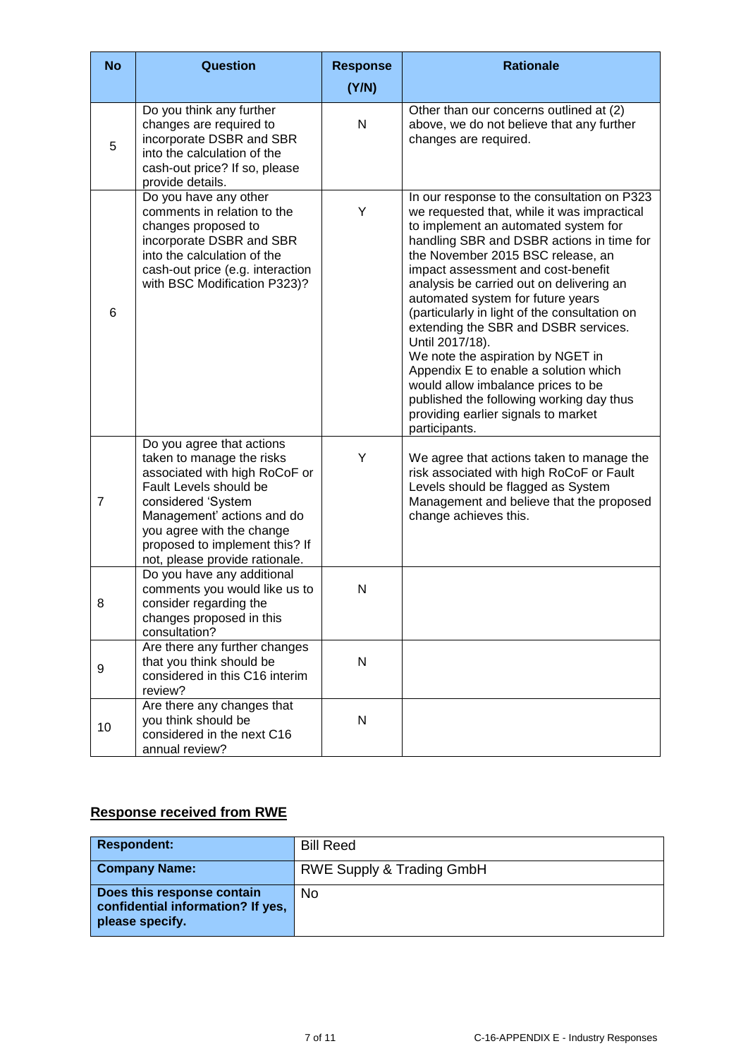| No | Question | Response (Y/N) | Rationale |
|---|---|---|---|
| 5 | Do you think any further changes are required to incorporate DSBR and SBR into the calculation of the cash-out price? If so, please provide details. | N | Other than our concerns outlined at (2) above, we do not believe that any further changes are required. |
| 6 | Do you have any other comments in relation to the changes proposed to incorporate DSBR and SBR into the calculation of the cash-out price (e.g. interaction with BSC Modification P323)? | Y | In our response to the consultation on P323 we requested that, while it was impractical to implement an automated system for handling SBR and DSBR actions in time for the November 2015 BSC release, an impact assessment and cost-benefit analysis be carried out on delivering an automated system for future years (particularly in light of the consultation on extending the SBR and DSBR services. Until 2017/18). We note the aspiration by NGET in Appendix E to enable a solution which would allow imbalance prices to be published the following working day thus providing earlier signals to market participants. |
| 7 | Do you agree that actions taken to manage the risks associated with high RoCoF or Fault Levels should be considered 'System Management' actions and do you agree with the change proposed to implement this? If not, please provide rationale. | Y | We agree that actions taken to manage the risk associated with high RoCoF or Fault Levels should be flagged as System Management and believe that the proposed change achieves this. |
| 8 | Do you have any additional comments you would like us to consider regarding the changes proposed in this consultation? | N | |
| 9 | Are there any further changes that you think should be considered in this C16 interim review? | N | |
| 10 | Are there any changes that you think should be considered in the next C16 annual review? | N | |

## Response received from RWE

| **Respondent:** | Bill Reed |
|---|---|
| **Company Name:** | RWE Supply & Trading GmbH |
| **Does this response contain confidential information? If yes, please specify.** | No |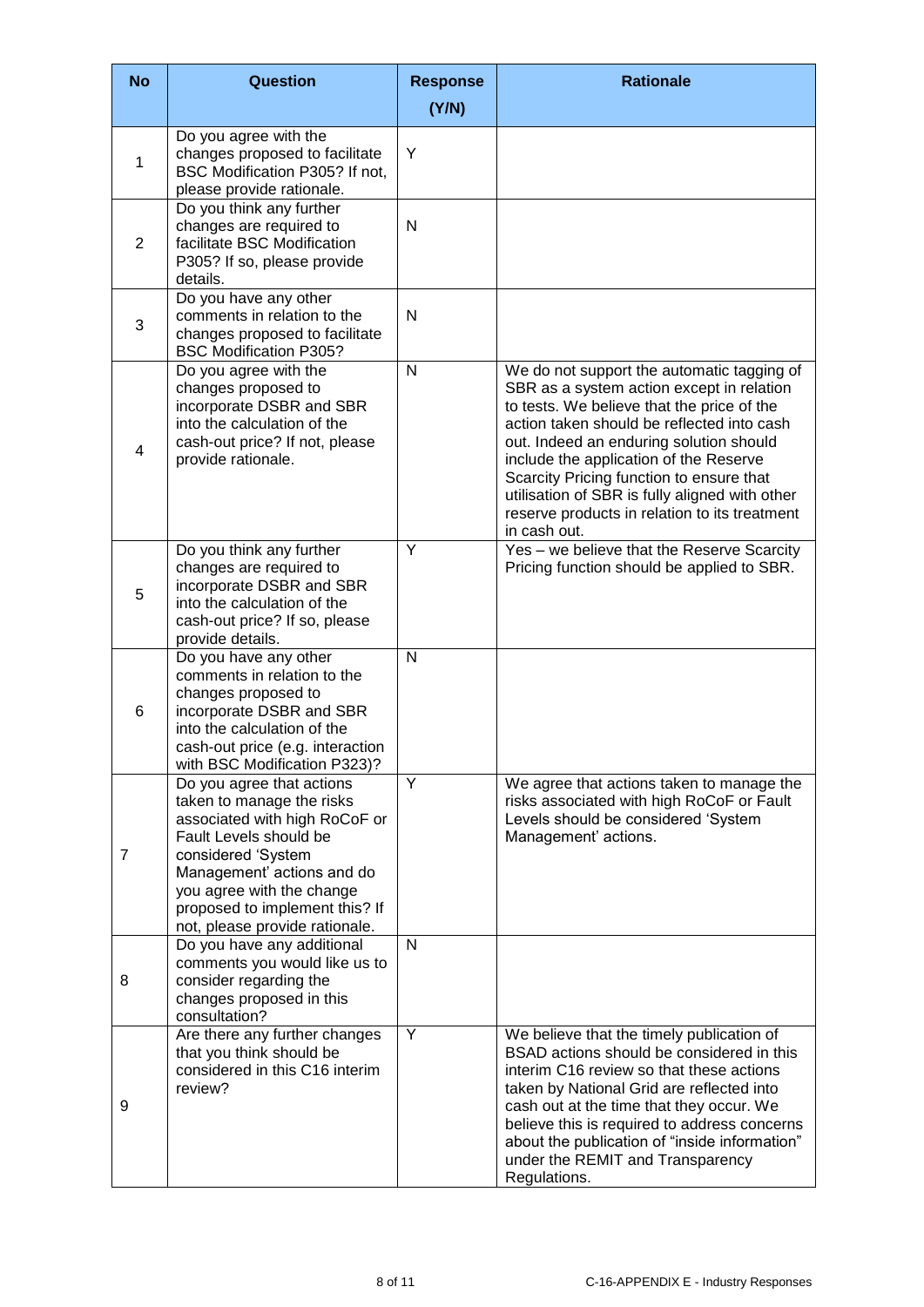| No | Question | Response (Y/N) | Rationale |
|---|---|---|---|
| 1 | Do you agree with the changes proposed to facilitate BSC Modification P305? If not, please provide rationale. | Y | |
| 2 | Do you think any further changes are required to facilitate BSC Modification P305? If so, please provide details. | N | |
| 3 | Do you have any other comments in relation to the changes proposed to facilitate BSC Modification P305? | N | |
| 4 | Do you agree with the changes proposed to incorporate DSBR and SBR into the calculation of the cash-out price? If not, please provide rationale. | N | We do not support the automatic tagging of SBR as a system action except in relation to tests. We believe that the price of the action taken should be reflected into cash out. Indeed an enduring solution should include the application of the Reserve Scarcity Pricing function to ensure that utilisation of SBR is fully aligned with other reserve products in relation to its treatment in cash out. |
| 5 | Do you think any further changes are required to incorporate DSBR and SBR into the calculation of the cash-out price? If so, please provide details. | Y | Yes – we believe that the Reserve Scarcity Pricing function should be applied to SBR. |
| 6 | Do you have any other comments in relation to the changes proposed to incorporate DSBR and SBR into the calculation of the cash-out price (e.g. interaction with BSC Modification P323)? | N | |
| 7 | Do you agree that actions taken to manage the risks associated with high RoCoF or Fault Levels should be considered 'System Management' actions and do you agree with the change proposed to implement this? If not, please provide rationale. | Y | We agree that actions taken to manage the risks associated with high RoCoF or Fault Levels should be considered 'System Management' actions. |
| 8 | Do you have any additional comments you would like us to consider regarding the changes proposed in this consultation? | N | |
| 9 | Are there any further changes that you think should be considered in this C16 interim review? | Y | We believe that the timely publication of BSAD actions should be considered in this interim C16 review so that these actions taken by National Grid are reflected into cash out at the time that they occur. We believe this is required to address concerns about the publication of "inside information" under the REMIT and Transparency Regulations. |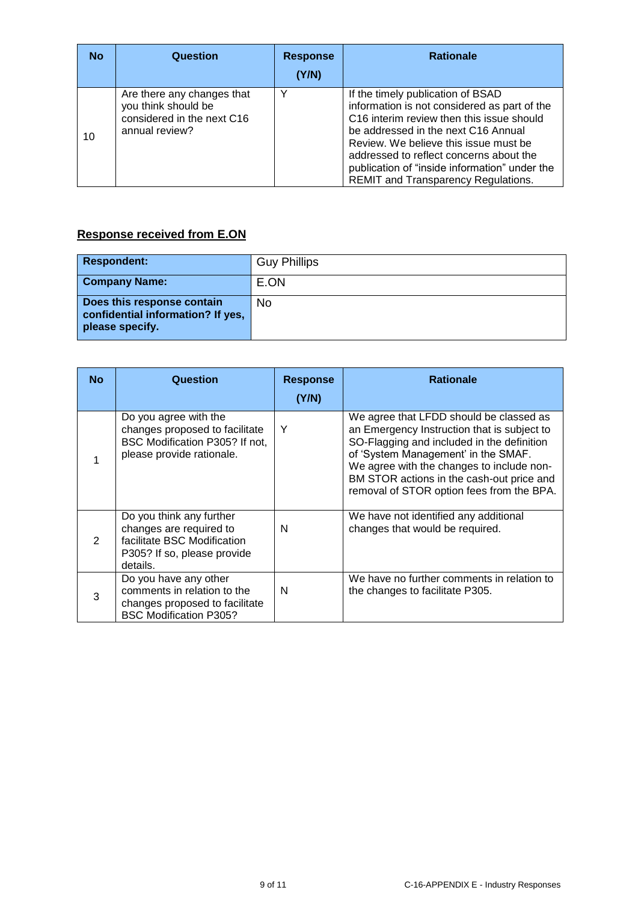| No | Question | Response (Y/N) | Rationale |
|---|---|---|---|
| 10 | Are there any changes that you think should be considered in the next C16 annual review? | Y | If the timely publication of BSAD information is not considered as part of the C16 interim review then this issue should be addressed in the next C16 Annual Review. We believe this issue must be addressed to reflect concerns about the publication of "inside information" under the REMIT and Transparency Regulations. |

## Response received from E.ON

| **Respondent:** | Guy Phillips |
|---|---|
| **Company Name:** | E.ON |
| **Does this response contain confidential information? If yes, please specify.** | No |

| No | Question | Response (Y/N) | Rationale |
|---|---|---|---|
| 1 | Do you agree with the changes proposed to facilitate BSC Modification P305? If not, please provide rationale. | Y | We agree that LFDD should be classed as an Emergency Instruction that is subject to SO-Flagging and included in the definition of 'System Management' in the SMAF. We agree with the changes to include non-BM STOR actions in the cash-out price and removal of STOR option fees from the BPA. |
| 2 | Do you think any further changes are required to facilitate BSC Modification P305? If so, please provide details. | N | We have not identified any additional changes that would be required. |
| 3 | Do you have any other comments in relation to the changes proposed to facilitate BSC Modification P305? | N | We have no further comments in relation to the changes to facilitate P305. |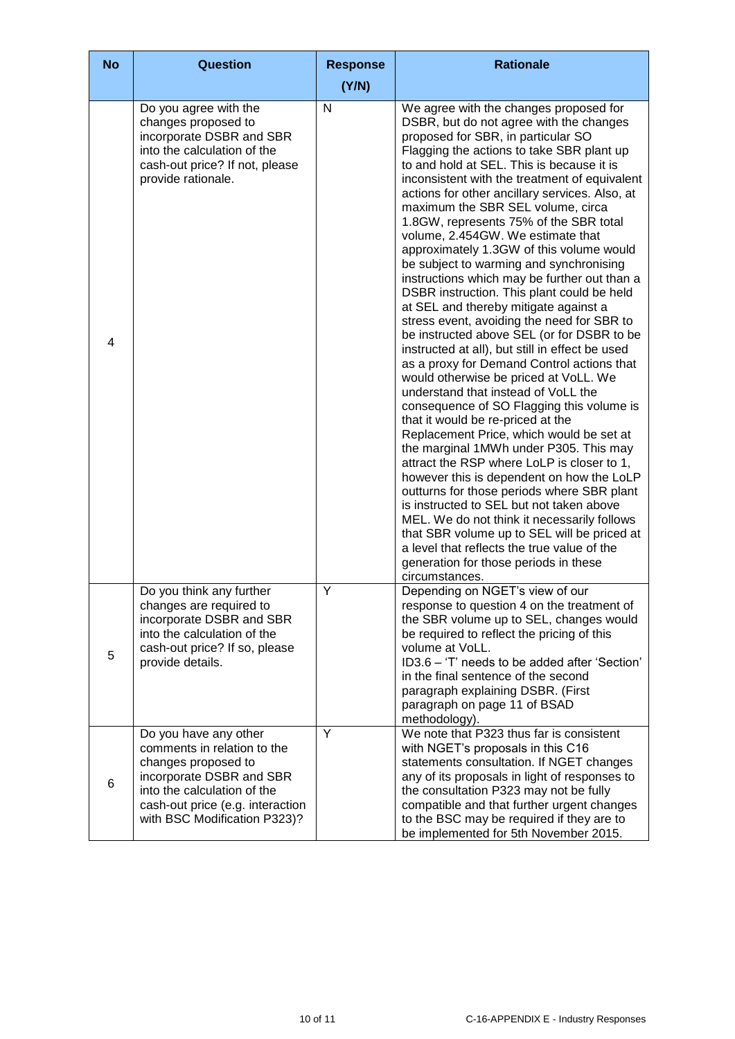| No | Question | Response (Y/N) | Rationale |
|---|---|---|---|
| 4 | Do you agree with the changes proposed to incorporate DSBR and SBR into the calculation of the cash-out price? If not, please provide rationale. | N | We agree with the changes proposed for DSBR, but do not agree with the changes proposed for SBR, in particular SO Flagging the actions to take SBR plant up to and hold at SEL. This is because it is inconsistent with the treatment of equivalent actions for other ancillary services. Also, at maximum the SBR SEL volume, circa 1.8GW, represents 75% of the SBR total volume, 2.454GW. We estimate that approximately 1.3GW of this volume would be subject to warming and synchronising instructions which may be further out than a DSBR instruction. This plant could be held at SEL and thereby mitigate against a stress event, avoiding the need for SBR to be instructed above SEL (or for DSBR to be instructed at all), but still in effect be used as a proxy for Demand Control actions that would otherwise be priced at VoLL. We understand that instead of VoLL the consequence of SO Flagging this volume is that it would be re-priced at the Replacement Price, which would be set at the marginal 1MWh under P305. This may attract the RSP where LoLP is closer to 1, however this is dependent on how the LoLP outturns for those periods where SBR plant is instructed to SEL but not taken above MEL. We do not think it necessarily follows that SBR volume up to SEL will be priced at a level that reflects the true value of the generation for those periods in these circumstances. |
| 5 | Do you think any further changes are required to incorporate DSBR and SBR into the calculation of the cash-out price? If so, please provide details. | Y | Depending on NGET's view of our response to question 4 on the treatment of the SBR volume up to SEL, changes would be required to reflect the pricing of this volume at VoLL.<br>ID3.6 – 'T' needs to be added after 'Section' in the final sentence of the second paragraph explaining DSBR. (First paragraph on page 11 of BSAD methodology). |
| 6 | Do you have any other comments in relation to the changes proposed to incorporate DSBR and SBR into the calculation of the cash-out price (e.g. interaction with BSC Modification P323)? | Y | We note that P323 thus far is consistent with NGET's proposals in this C16 statements consultation. If NGET changes any of its proposals in light of responses to the consultation P323 may not be fully compatible and that further urgent changes to the BSC may be required if they are to be implemented for 5th November 2015. |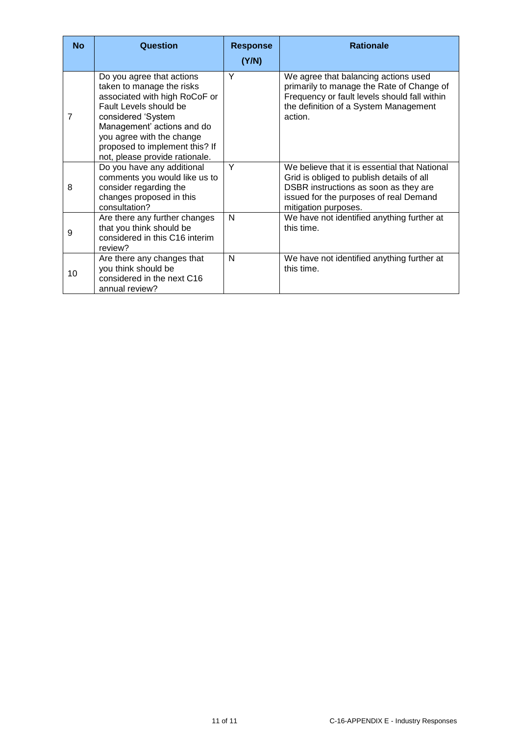| No | Question | Response (Y/N) | Rationale |
|---|---|---|---|
| 7 | Do you agree that actions taken to manage the risks associated with high RoCoF or Fault Levels should be considered 'System Management' actions and do you agree with the change proposed to implement this? If not, please provide rationale. | Y | We agree that balancing actions used primarily to manage the Rate of Change of Frequency or fault levels should fall within the definition of a System Management action. |
| 8 | Do you have any additional comments you would like us to consider regarding the changes proposed in this consultation? | Y | We believe that it is essential that National Grid is obliged to publish details of all DSBR instructions as soon as they are issued for the purposes of real Demand mitigation purposes. |
| 9 | Are there any further changes that you think should be considered in this C16 interim review? | N | We have not identified anything further at this time. |
| 10 | Are there any changes that you think should be considered in the next C16 annual review? | N | We have not identified anything further at this time. |